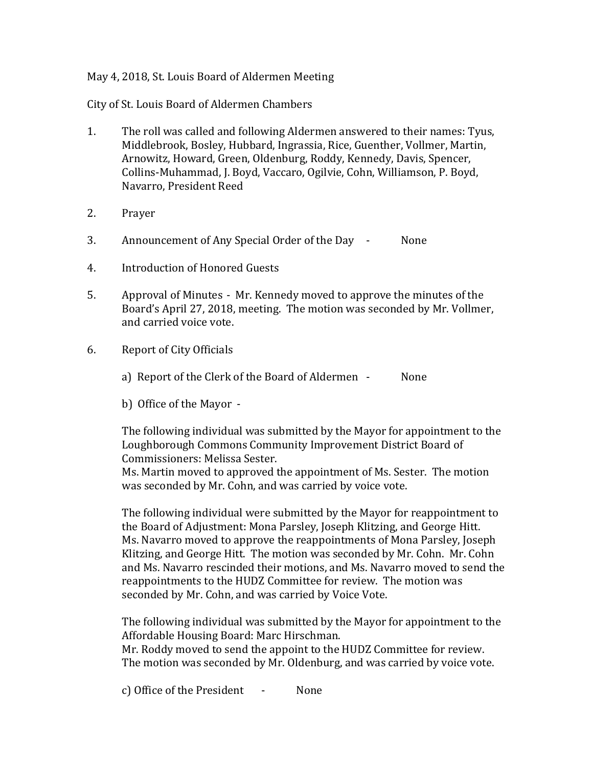May 4, 2018, St. Louis Board of Aldermen Meeting

City of St. Louis Board of Aldermen Chambers

1. The roll was called and following Aldermen answered to their names: Tyus, Middlebrook, Bosley, Hubbard, Ingrassia, Rice, Guenther, Vollmer, Martin, Arnowitz, Howard, Green, Oldenburg, Roddy, Kennedy, Davis, Spencer, Collins-Muhammad, J. Boyd, Vaccaro, Ogilvie, Cohn, Williamson, P. Boyd, Navarro, President Reed

2. Prayer

3. Announcement of Any Special Order of the Day - None

4. Introduction of Honored Guests

5. Approval of Minutes - Mr. Kennedy moved to approve the minutes of the Board's April 27, 2018, meeting. The motion was seconded by Mr. Vollmer, and carried voice vote.

6. Report of City Officials

   a) Report of the Clerk of the Board of Aldermen - None

   b) Office of the Mayor -

   The following individual was submitted by the Mayor for appointment to the Loughborough Commons Community Improvement District Board of Commissioners: Melissa Sester.
   Ms. Martin moved to approved the appointment of Ms. Sester. The motion was seconded by Mr. Cohn, and was carried by voice vote.

   The following individual were submitted by the Mayor for reappointment to the Board of Adjustment: Mona Parsley, Joseph Klitzing, and George Hitt. Ms. Navarro moved to approve the reappointments of Mona Parsley, Joseph Klitzing, and George Hitt. The motion was seconded by Mr. Cohn. Mr. Cohn and Ms. Navarro rescinded their motions, and Ms. Navarro moved to send the reappointments to the HUDZ Committee for review. The motion was seconded by Mr. Cohn, and was carried by Voice Vote.

   The following individual was submitted by the Mayor for appointment to the Affordable Housing Board: Marc Hirschman.
   Mr. Roddy moved to send the appoint to the HUDZ Committee for review. The motion was seconded by Mr. Oldenburg, and was carried by voice vote.

   c) Office of the President - None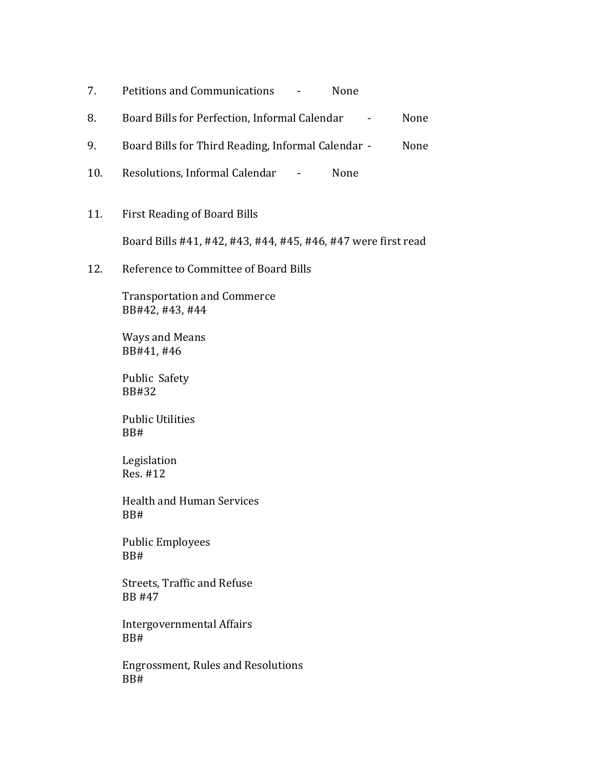7. Petitions and Communications - None

8. Board Bills for Perfection, Informal Calendar - None

9. Board Bills for Third Reading, Informal Calendar - None

10. Resolutions, Informal Calendar - None

11. First Reading of Board Bills

    Board Bills #41, #42, #43, #44, #45, #46, #47 were first read

12. Reference to Committee of Board Bills

    Transportation and Commerce
    BB#42, #43, #44

    Ways and Means
    BB#41, #46

    Public Safety
    BB#32

    Public Utilities
    BB#

    Legislation
    Res. #12

    Health and Human Services
    BB#

    Public Employees
    BB#

    Streets, Traffic and Refuse
    BB #47

    Intergovernmental Affairs
    BB#

    Engrossment, Rules and Resolutions
    BB#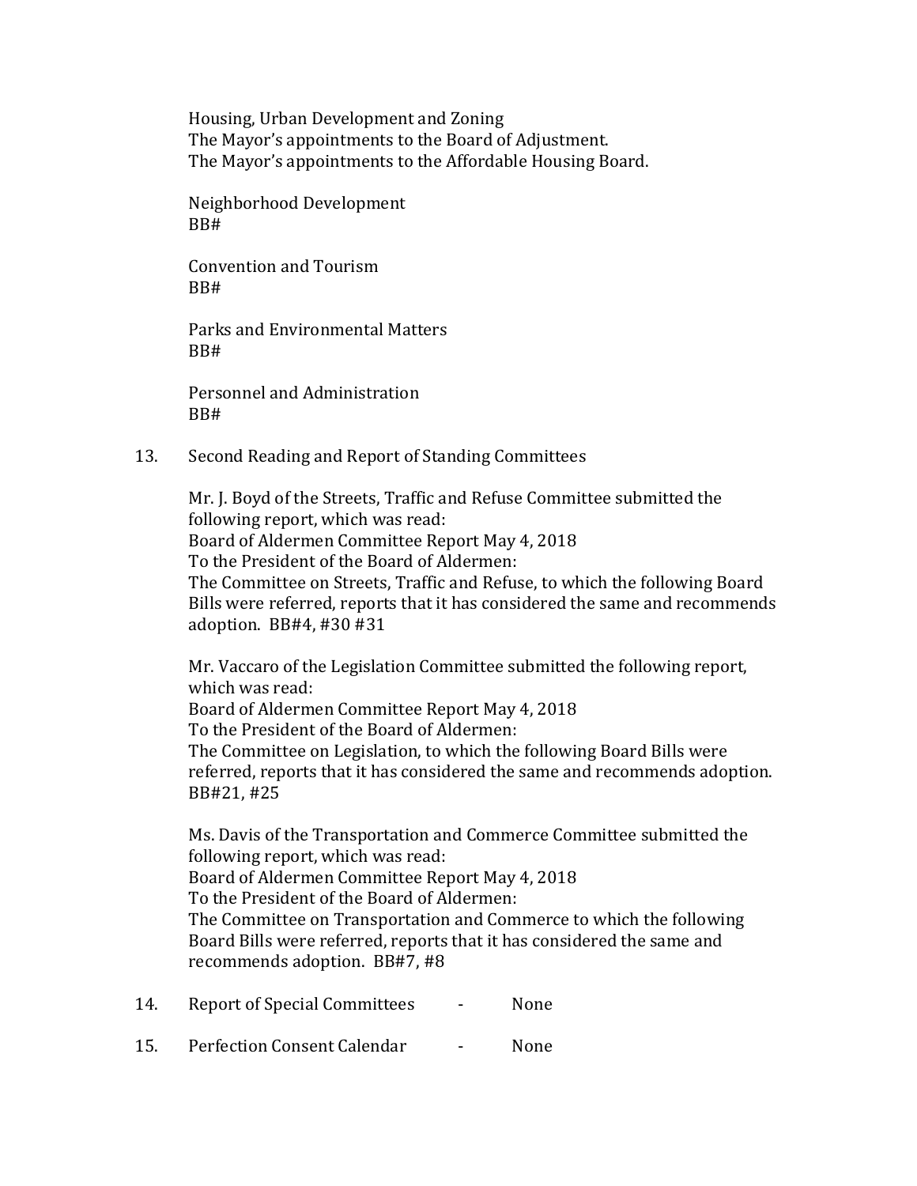Housing, Urban Development and Zoning
The Mayor's appointments to the Board of Adjustment.
The Mayor's appointments to the Affordable Housing Board.

Neighborhood Development
BB#

Convention and Tourism
BB#

Parks and Environmental Matters
BB#

Personnel and Administration
BB#

13. Second Reading and Report of Standing Committees

Mr. J. Boyd of the Streets, Traffic and Refuse Committee submitted the following report, which was read:
Board of Aldermen Committee Report May 4, 2018
To the President of the Board of Aldermen:
The Committee on Streets, Traffic and Refuse, to which the following Board Bills were referred, reports that it has considered the same and recommends adoption. BB#4, #30 #31

Mr. Vaccaro of the Legislation Committee submitted the following report, which was read:
Board of Aldermen Committee Report May 4, 2018
To the President of the Board of Aldermen:
The Committee on Legislation, to which the following Board Bills were referred, reports that it has considered the same and recommends adoption. BB#21, #25

Ms. Davis of the Transportation and Commerce Committee submitted the following report, which was read:
Board of Aldermen Committee Report May 4, 2018
To the President of the Board of Aldermen:
The Committee on Transportation and Commerce to which the following Board Bills were referred, reports that it has considered the same and recommends adoption. BB#7, #8

14. Report of Special Committees - None

15. Perfection Consent Calendar - None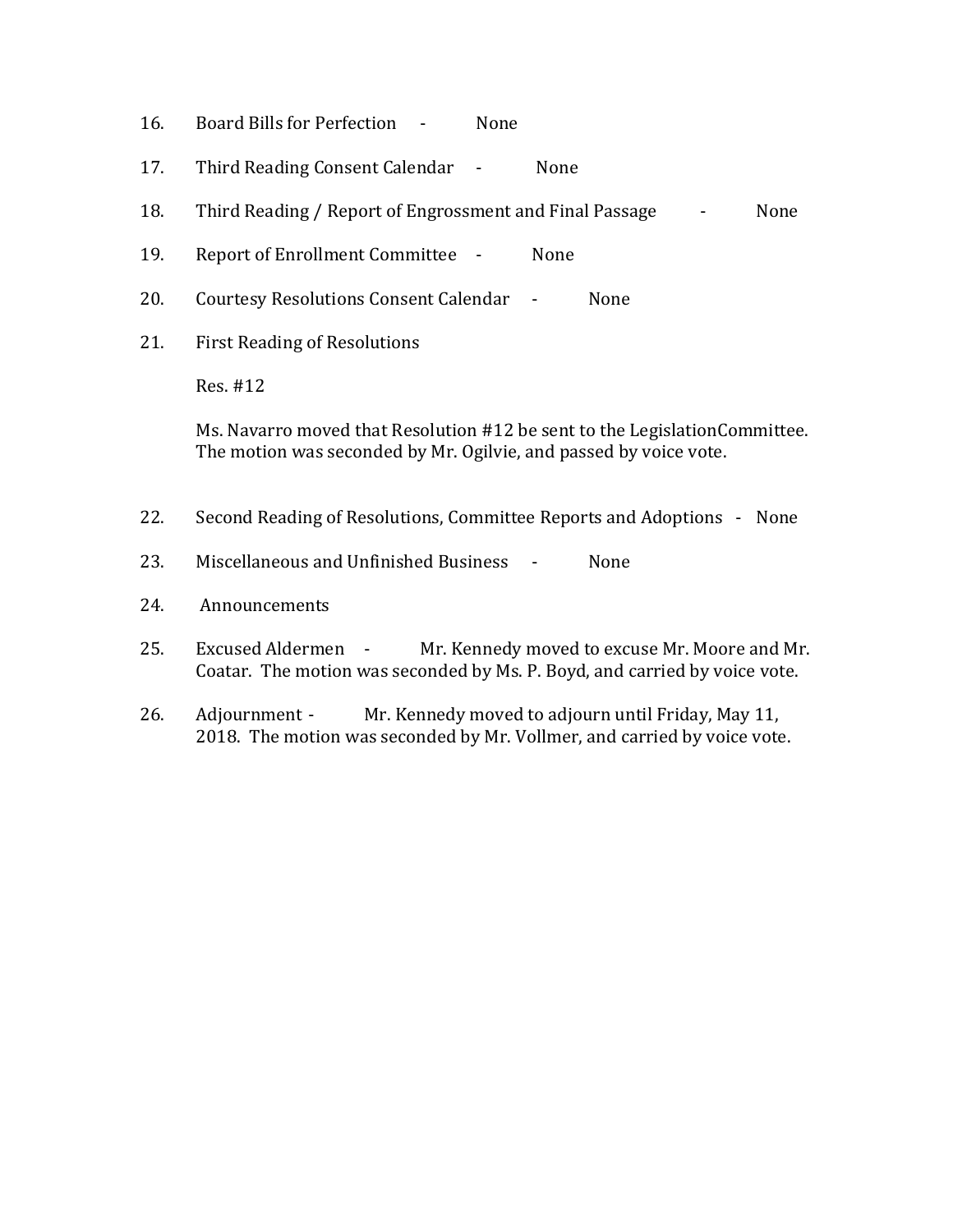16. Board Bills for Perfection - None

17. Third Reading Consent Calendar - None

18. Third Reading / Report of Engrossment and Final Passage - None

19. Report of Enrollment Committee - None

20. Courtesy Resolutions Consent Calendar - None

21. First Reading of Resolutions

    Res. #12

    Ms. Navarro moved that Resolution #12 be sent to the LegislationCommittee. The motion was seconded by Mr. Ogilvie, and passed by voice vote.

22. Second Reading of Resolutions, Committee Reports and Adoptions - None

23. Miscellaneous and Unfinished Business - None

24. Announcements

25. Excused Aldermen - Mr. Kennedy moved to excuse Mr. Moore and Mr. Coatar. The motion was seconded by Ms. P. Boyd, and carried by voice vote.

26. Adjournment - Mr. Kennedy moved to adjourn until Friday, May 11, 2018. The motion was seconded by Mr. Vollmer, and carried by voice vote.